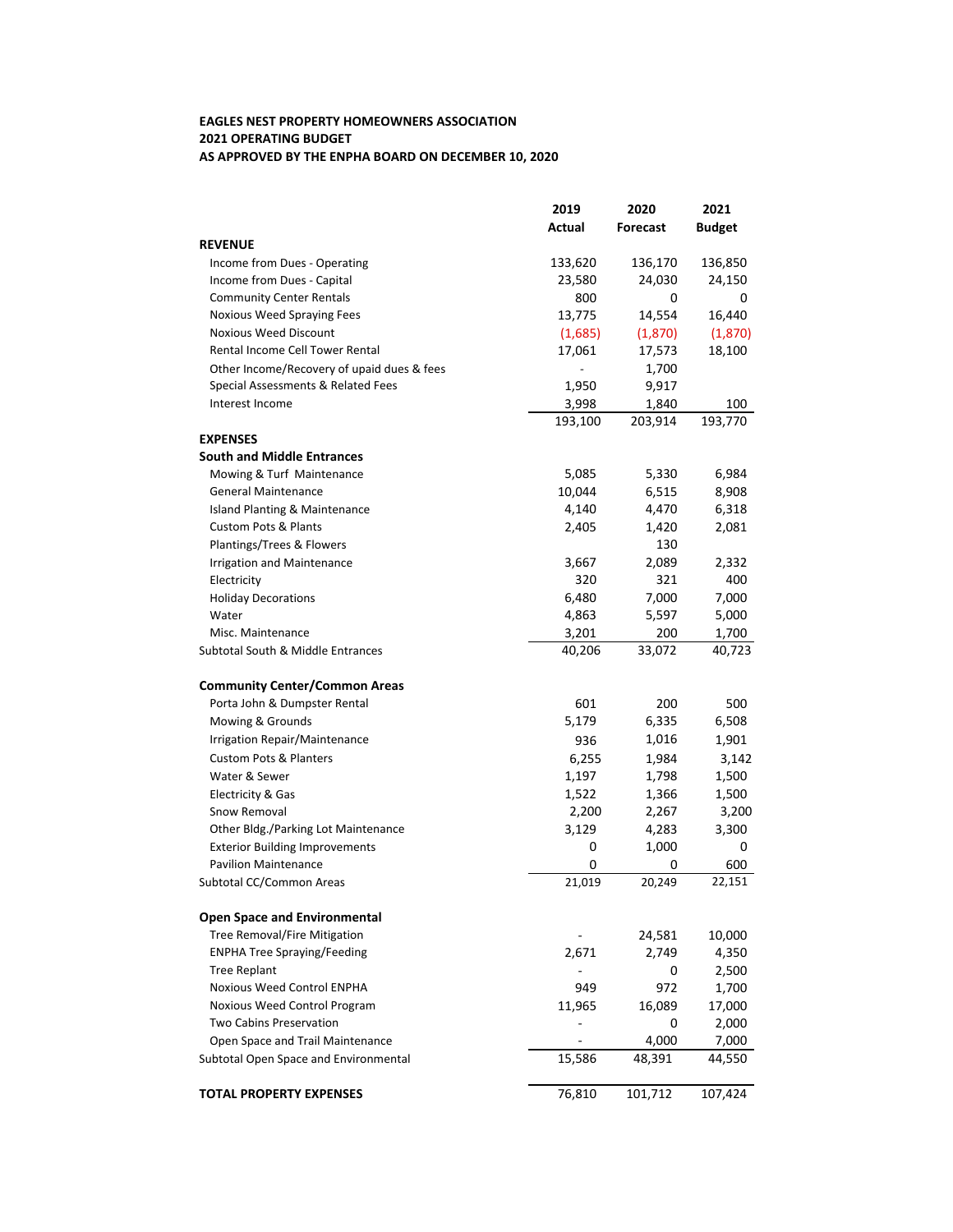**EAGLES NEST PROPERTY HOMEOWNERS ASSOCIATION**
**2021 OPERATING BUDGET**
**AS APPROVED BY THE ENPHA BOARD ON DECEMBER 10, 2020**

| | 2019 Actual | 2020 Forecast | 2021 Budget |
|---|---|---|---|
| **REVENUE** | | | |
| Income from Dues - Operating | 133,620 | 136,170 | 136,850 |
| Income from Dues - Capital | 23,580 | 24,030 | 24,150 |
| Community Center Rentals | 800 | 0 | 0 |
| Noxious Weed Spraying Fees | 13,775 | 14,554 | 16,440 |
| Noxious Weed Discount | (1,685) | (1,870) | (1,870) |
| Rental Income Cell Tower Rental | 17,061 | 17,573 | 18,100 |
| Other Income/Recovery of upaid dues & fees | - | 1,700 | |
| Special Assessments & Related Fees | 1,950 | 9,917 | |
| Interest Income | 3,998 | 1,840 | 100 |
| | 193,100 | 203,914 | 193,770 |
| **EXPENSES** | | | |
| **South and Middle Entrances** | | | |
| Mowing & Turf Maintenance | 5,085 | 5,330 | 6,984 |
| General Maintenance | 10,044 | 6,515 | 8,908 |
| Island Planting & Maintenance | 4,140 | 4,470 | 6,318 |
| Custom Pots & Plants | 2,405 | 1,420 | 2,081 |
| Plantings/Trees & Flowers | | 130 | |
| Irrigation and Maintenance | 3,667 | 2,089 | 2,332 |
| Electricity | 320 | 321 | 400 |
| Holiday Decorations | 6,480 | 7,000 | 7,000 |
| Water | 4,863 | 5,597 | 5,000 |
| Misc. Maintenance | 3,201 | 200 | 1,700 |
| Subtotal South & Middle Entrances | 40,206 | 33,072 | 40,723 |
| **Community Center/Common Areas** | | | |
| Porta John & Dumpster Rental | 601 | 200 | 500 |
| Mowing & Grounds | 5,179 | 6,335 | 6,508 |
| Irrigation Repair/Maintenance | 936 | 1,016 | 1,901 |
| Custom Pots & Planters | 6,255 | 1,984 | 3,142 |
| Water & Sewer | 1,197 | 1,798 | 1,500 |
| Electricity & Gas | 1,522 | 1,366 | 1,500 |
| Snow Removal | 2,200 | 2,267 | 3,200 |
| Other Bldg./Parking Lot Maintenance | 3,129 | 4,283 | 3,300 |
| Exterior Building Improvements | 0 | 1,000 | 0 |
| Pavilion Maintenance | 0 | 0 | 600 |
| Subtotal CC/Common Areas | 21,019 | 20,249 | 22,151 |
| **Open Space and Environmental** | | | |
| Tree Removal/Fire Mitigation | - | 24,581 | 10,000 |
| ENPHA Tree Spraying/Feeding | 2,671 | 2,749 | 4,350 |
| Tree Replant | - | 0 | 2,500 |
| Noxious Weed Control ENPHA | 949 | 972 | 1,700 |
| Noxious Weed Control Program | 11,965 | 16,089 | 17,000 |
| Two Cabins Preservation | - | 0 | 2,000 |
| Open Space and Trail Maintenance | - | 4,000 | 7,000 |
| Subtotal Open Space and Environmental | 15,586 | 48,391 | 44,550 |
| **TOTAL PROPERTY EXPENSES** | 76,810 | 101,712 | 107,424 |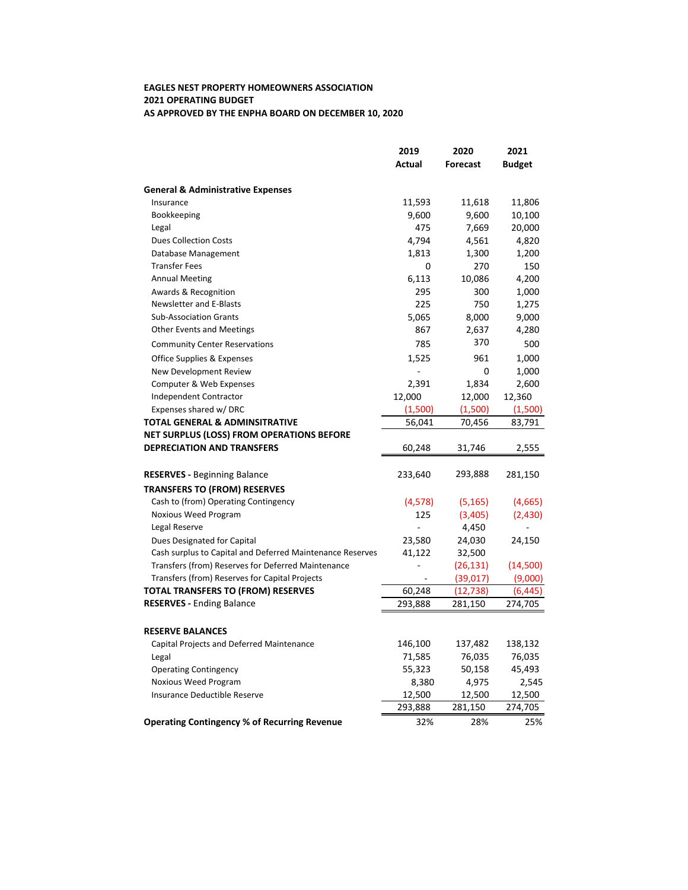**EAGLES NEST PROPERTY HOMEOWNERS ASSOCIATION**
**2021 OPERATING BUDGET**
**AS APPROVED BY THE ENPHA BOARD ON DECEMBER 10, 2020**

| | 2019 Actual | 2020 Forecast | 2021 Budget |
|---|---|---|---|
| **General & Administrative Expenses** | | | |
| Insurance | 11,593 | 11,618 | 11,806 |
| Bookkeeping | 9,600 | 9,600 | 10,100 |
| Legal | 475 | 7,669 | 20,000 |
| Dues Collection Costs | 4,794 | 4,561 | 4,820 |
| Database Management | 1,813 | 1,300 | 1,200 |
| Transfer Fees | 0 | 270 | 150 |
| Annual Meeting | 6,113 | 10,086 | 4,200 |
| Awards & Recognition | 295 | 300 | 1,000 |
| Newsletter and E-Blasts | 225 | 750 | 1,275 |
| Sub-Association Grants | 5,065 | 8,000 | 9,000 |
| Other Events and Meetings | 867 | 2,637 | 4,280 |
| Community Center Reservations | 785 | 370 | 500 |
| Office Supplies & Expenses | 1,525 | 961 | 1,000 |
| New Development Review | - | 0 | 1,000 |
| Computer & Web Expenses | 2,391 | 1,834 | 2,600 |
| Independent Contractor | 12,000 | 12,000 | 12,360 |
| Expenses shared w/ DRC | (1,500) | (1,500) | (1,500) |
| **TOTAL GENERAL & ADMINSITRATIVE** | 56,041 | 70,456 | 83,791 |
| **NET SURPLUS (LOSS) FROM OPERATIONS BEFORE DEPRECIATION AND TRANSFERS** | 60,248 | 31,746 | 2,555 |
| | | | |
| **RESERVES -** Beginning Balance | 233,640 | 293,888 | 281,150 |
| **TRANSFERS TO (FROM) RESERVES** | | | |
| Cash to (from) Operating Contingency | (4,578) | (5,165) | (4,665) |
| Noxious Weed Program | 125 | (3,405) | (2,430) |
| Legal Reserve | - | 4,450 | - |
| Dues Designated for Capital | 23,580 | 24,030 | 24,150 |
| Cash surplus to Capital and Deferred Maintenance Reserves | 41,122 | 32,500 | |
| Transfers (from) Reserves for Deferred Maintenance | - | (26,131) | (14,500) |
| Transfers (from) Reserves for Capital Projects | - | (39,017) | (9,000) |
| **TOTAL TRANSFERS TO (FROM) RESERVES** | 60,248 | (12,738) | (6,445) |
| **RESERVES -** Ending Balance | 293,888 | 281,150 | 274,705 |
| | | | |
| **RESERVE BALANCES** | | | |
| Capital Projects and Deferred Maintenance | 146,100 | 137,482 | 138,132 |
| Legal | 71,585 | 76,035 | 76,035 |
| Operating Contingency | 55,323 | 50,158 | 45,493 |
| Noxious Weed Program | 8,380 | 4,975 | 2,545 |
| Insurance Deductible Reserve | 12,500 | 12,500 | 12,500 |
| | 293,888 | 281,150 | 274,705 |
| **Operating Contingency % of Recurring Revenue** | 32% | 28% | 25% |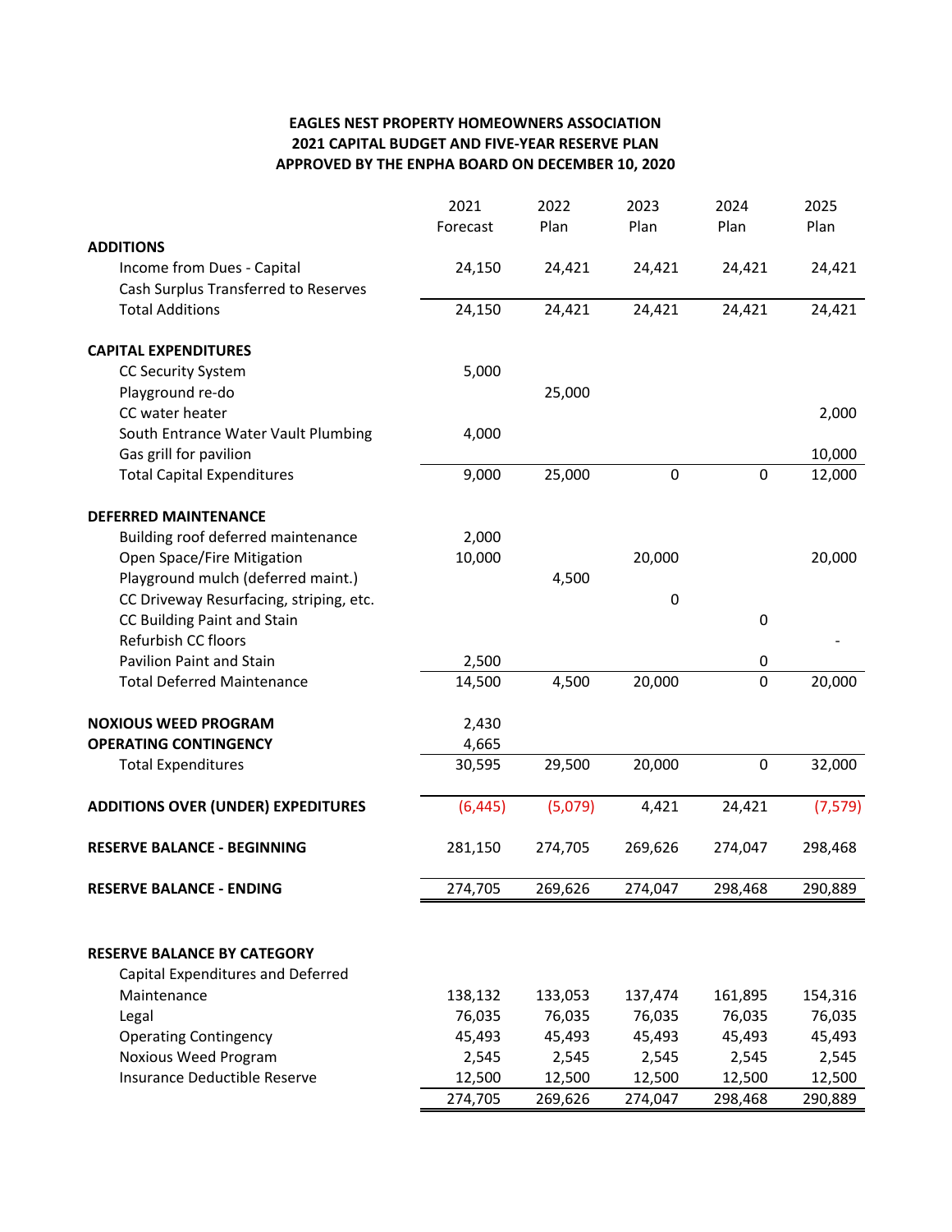**EAGLES NEST PROPERTY HOMEOWNERS ASSOCIATION**
**2021 CAPITAL BUDGET AND FIVE-YEAR RESERVE PLAN**
**APPROVED BY THE ENPHA BOARD ON DECEMBER 10, 2020**

| | 2021 Forecast | 2022 Plan | 2023 Plan | 2024 Plan | 2025 Plan |
|---|---|---|---|---|---|
| **ADDITIONS** | | | | | |
| Income from Dues - Capital | 24,150 | 24,421 | 24,421 | 24,421 | 24,421 |
| Cash Surplus Transferred to Reserves | | | | | |
| Total Additions | 24,150 | 24,421 | 24,421 | 24,421 | 24,421 |
| **CAPITAL EXPENDITURES** | | | | | |
| CC Security System | 5,000 | | | | |
| Playground re-do | | 25,000 | | | |
| CC water heater | | | | | 2,000 |
| South Entrance Water Vault Plumbing | 4,000 | | | | |
| Gas grill for pavilion | | | | | 10,000 |
| Total Capital Expenditures | 9,000 | 25,000 | 0 | 0 | 12,000 |
| **DEFERRED MAINTENANCE** | | | | | |
| Building roof deferred maintenance | 2,000 | | | | |
| Open Space/Fire Mitigation | 10,000 | | 20,000 | | 20,000 |
| Playground mulch (deferred maint.) | | 4,500 | | | |
| CC Driveway Resurfacing, striping, etc. | | | 0 | | |
| CC Building Paint and Stain | | | | 0 | |
| Refurbish CC floors | | | | | - |
| Pavilion Paint and Stain | 2,500 | | | 0 | |
| Total Deferred Maintenance | 14,500 | 4,500 | 20,000 | 0 | 20,000 |
| **NOXIOUS WEED PROGRAM** | 2,430 | | | | |
| **OPERATING CONTINGENCY** | 4,665 | | | | |
| Total Expenditures | 30,595 | 29,500 | 20,000 | 0 | 32,000 |
| **ADDITIONS OVER (UNDER) EXPEDITURES** | (6,445) | (5,079) | 4,421 | 24,421 | (7,579) |
| **RESERVE BALANCE - BEGINNING** | 281,150 | 274,705 | 269,626 | 274,047 | 298,468 |
| **RESERVE BALANCE - ENDING** | 274,705 | 269,626 | 274,047 | 298,468 | 290,889 |
| **RESERVE BALANCE BY CATEGORY** | | | | | |
| Capital Expenditures and Deferred Maintenance | 138,132 | 133,053 | 137,474 | 161,895 | 154,316 |
| Legal | 76,035 | 76,035 | 76,035 | 76,035 | 76,035 |
| Operating Contingency | 45,493 | 45,493 | 45,493 | 45,493 | 45,493 |
| Noxious Weed Program | 2,545 | 2,545 | 2,545 | 2,545 | 2,545 |
| Insurance Deductible Reserve | 12,500 | 12,500 | 12,500 | 12,500 | 12,500 |
| | 274,705 | 269,626 | 274,047 | 298,468 | 290,889 |